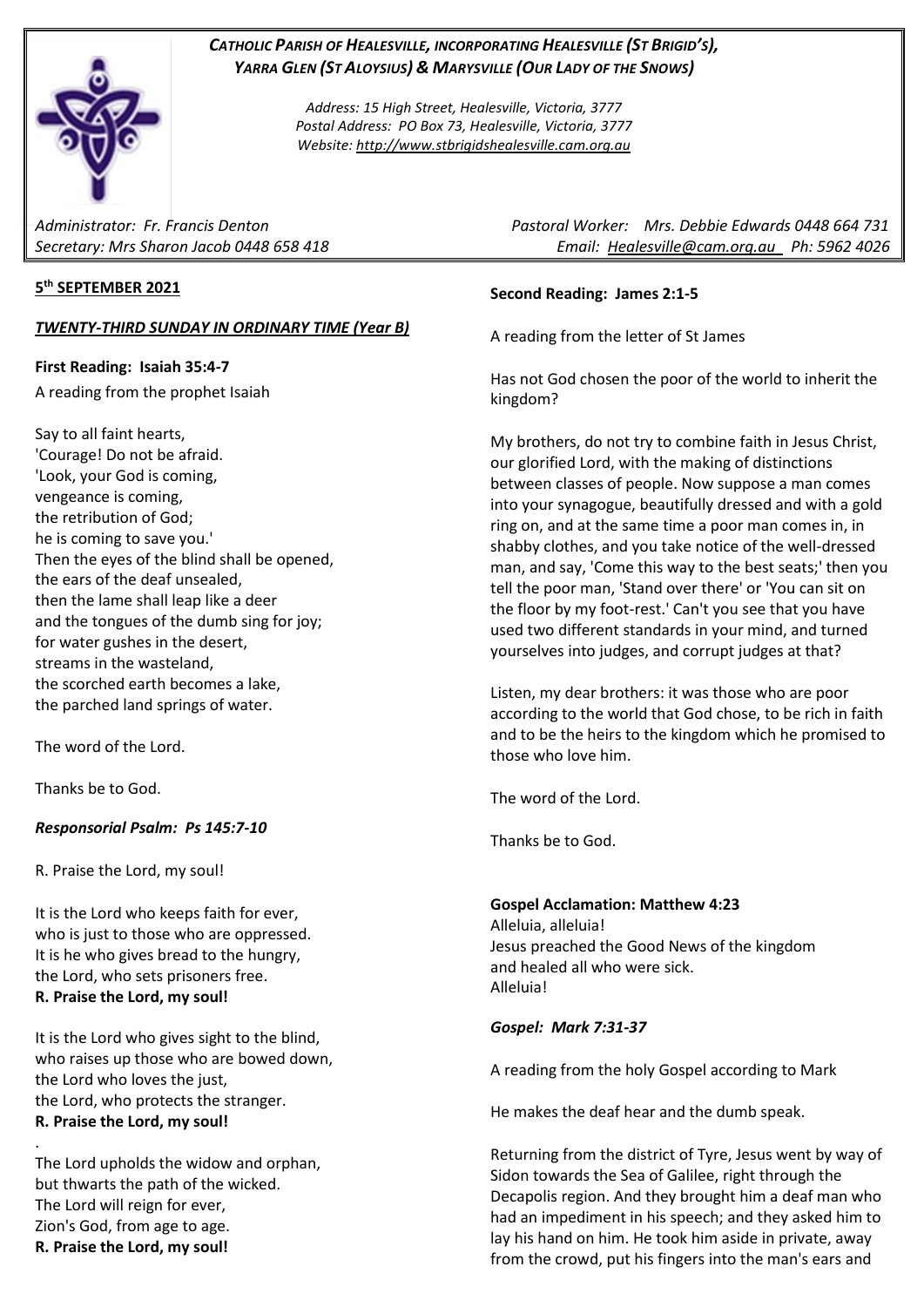***CATHOLIC PARISH OF HEALESVILLE, INCORPORATING HEALESVILLE (ST BRIGID'S), YARRA GLEN (ST ALOYSIUS) & MARYSVILLE (OUR LADY OF THE SNOWS)***

*Address: 15 High Street, Healesville, Victoria, 3777*
*Postal Address: PO Box 73, Healesville, Victoria, 3777*
*Website: http://www.stbrigidshealesville.cam.org.au*

*Administrator: Fr. Francis Denton*
*Secretary: Mrs Sharon Jacob 0448 658 418*
*Pastoral Worker: Mrs. Debbie Edwards 0448 664 731*
*Email: Healesville@cam.org.au Ph: 5962 4026*

**5th SEPTEMBER 2021**

***TWENTY-THIRD SUNDAY IN ORDINARY TIME (Year B)***

**First Reading: Isaiah 35:4-7**

A reading from the prophet Isaiah

Say to all faint hearts,
'Courage! Do not be afraid.
'Look, your God is coming,
vengeance is coming,
the retribution of God;
he is coming to save you.'
Then the eyes of the blind shall be opened,
the ears of the deaf unsealed,
then the lame shall leap like a deer
and the tongues of the dumb sing for joy;
for water gushes in the desert,
streams in the wasteland,
the scorched earth becomes a lake,
the parched land springs of water.

The word of the Lord.

Thanks be to God.

***Responsorial Psalm: Ps 145:7-10***

R. Praise the Lord, my soul!

It is the Lord who keeps faith for ever,
who is just to those who are oppressed.
It is he who gives bread to the hungry,
the Lord, who sets prisoners free.
**R. Praise the Lord, my soul!**

It is the Lord who gives sight to the blind,
who raises up those who are bowed down,
the Lord who loves the just,
the Lord, who protects the stranger.
**R. Praise the Lord, my soul!**

The Lord upholds the widow and orphan,
but thwarts the path of the wicked.
The Lord will reign for ever,
Zion's God, from age to age.
**R. Praise the Lord, my soul!**

**Second Reading: James 2:1-5**

A reading from the letter of St James

Has not God chosen the poor of the world to inherit the kingdom?

My brothers, do not try to combine faith in Jesus Christ, our glorified Lord, with the making of distinctions between classes of people. Now suppose a man comes into your synagogue, beautifully dressed and with a gold ring on, and at the same time a poor man comes in, in shabby clothes, and you take notice of the well-dressed man, and say, 'Come this way to the best seats;' then you tell the poor man, 'Stand over there' or 'You can sit on the floor by my foot-rest.' Can't you see that you have used two different standards in your mind, and turned yourselves into judges, and corrupt judges at that?

Listen, my dear brothers: it was those who are poor according to the world that God chose, to be rich in faith and to be the heirs to the kingdom which he promised to those who love him.

The word of the Lord.

Thanks be to God.

**Gospel Acclamation: Matthew 4:23**
Alleluia, alleluia!
Jesus preached the Good News of the kingdom
and healed all who were sick.
Alleluia!

***Gospel: Mark 7:31-37***

A reading from the holy Gospel according to Mark

He makes the deaf hear and the dumb speak.

Returning from the district of Tyre, Jesus went by way of Sidon towards the Sea of Galilee, right through the Decapolis region. And they brought him a deaf man who had an impediment in his speech; and they asked him to lay his hand on him. He took him aside in private, away from the crowd, put his fingers into the man's ears and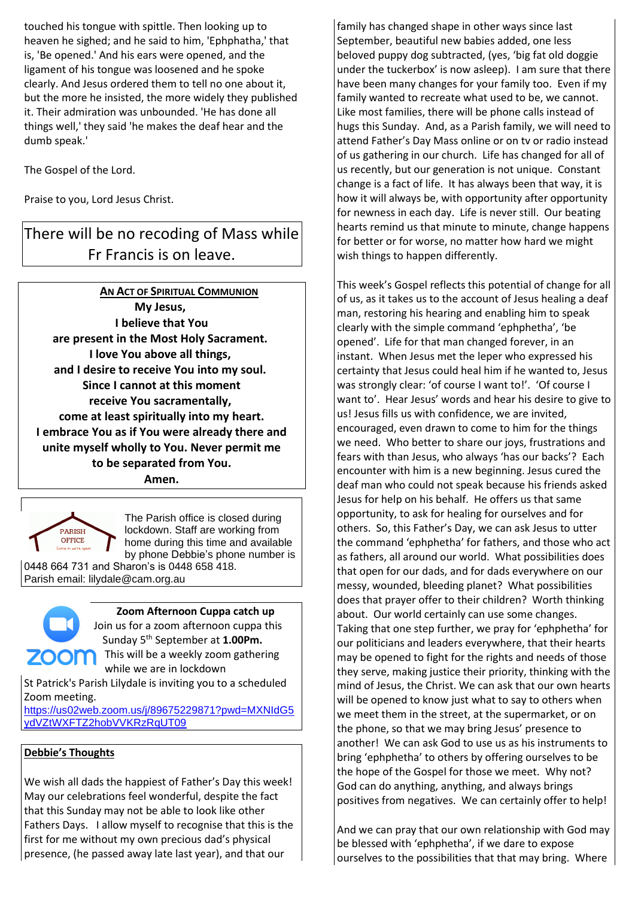touched his tongue with spittle. Then looking up to heaven he sighed; and he said to him, 'Ephphatha,' that is, 'Be opened.' And his ears were opened, and the ligament of his tongue was loosened and he spoke clearly. And Jesus ordered them to tell no one about it, but the more he insisted, the more widely they published it. Their admiration was unbounded. 'He has done all things well,' they said 'he makes the deaf hear and the dumb speak.'

The Gospel of the Lord.

Praise to you, Lord Jesus Christ.

There will be no recoding of Mass while Fr Francis is on leave.

**AN ACT OF SPIRITUAL COMMUNION**

**My Jesus,**
**I believe that You**
**are present in the Most Holy Sacrament.**
**I love You above all things,**
**and I desire to receive You into my soul.**
**Since I cannot at this moment**
**receive You sacramentally,**
**come at least spiritually into my heart.**
**I embrace You as if You were already there and unite myself wholly to You. Never permit me to be separated from You.**
**Amen.**

PARISH OFFICE
Come in we're open

The Parish office is closed during lockdown. Staff are working from home during this time and available by phone Debbie's phone number is 0448 664 731 and Sharon's is 0448 658 418.
Parish email: lilydale@cam.org.au

zoom

**Zoom Afternoon Cuppa catch up**

Join us for a zoom afternoon cuppa this Sunday 5th September at **1.00Pm.**
This will be a weekly zoom gathering while we are in lockdown

St Patrick's Parish Lilydale is inviting you to a scheduled Zoom meeting.
https://us02web.zoom.us/j/89675229871?pwd=MXNIdG5ydVZtWXFTZ2hobVVKRzRqUT09

## Debbie's Thoughts

We wish all dads the happiest of Father's Day this week! May our celebrations feel wonderful, despite the fact that this Sunday may not be able to look like other Fathers Days. I allow myself to recognise that this is the first for me without my own precious dad's physical presence, (he passed away late last year), and that our family has changed shape in other ways since last September, beautiful new babies added, one less beloved puppy dog subtracted, (yes, 'big fat old doggie under the tuckerbox' is now asleep). I am sure that there have been many changes for your family too. Even if my family wanted to recreate what used to be, we cannot. Like most families, there will be phone calls instead of hugs this Sunday. And, as a Parish family, we will need to attend Father's Day Mass online or on tv or radio instead of us gathering in our church. Life has changed for all of us recently, but our generation is not unique. Constant change is a fact of life. It has always been that way, it is how it will always be, with opportunity after opportunity for newness in each day. Life is never still. Our beating hearts remind us that minute to minute, change happens for better or for worse, no matter how hard we might wish things to happen differently.

This week's Gospel reflects this potential of change for all of us, as it takes us to the account of Jesus healing a deaf man, restoring his hearing and enabling him to speak clearly with the simple command 'ephphetha', 'be opened'. Life for that man changed forever, in an instant. When Jesus met the leper who expressed his certainty that Jesus could heal him if he wanted to, Jesus was strongly clear: 'of course I want to!'. 'Of course I want to'. Hear Jesus' words and hear his desire to give to us! Jesus fills us with confidence, we are invited, encouraged, even drawn to come to him for the things we need. Who better to share our joys, frustrations and fears with than Jesus, who always 'has our backs'? Each encounter with him is a new beginning. Jesus cured the deaf man who could not speak because his friends asked Jesus for help on his behalf. He offers us that same opportunity, to ask for healing for ourselves and for others. So, this Father's Day, we can ask Jesus to utter the command 'ephphetha' for fathers, and those who act as fathers, all around our world. What possibilities does that open for our dads, and for dads everywhere on our messy, wounded, bleeding planet? What possibilities does that prayer offer to their children? Worth thinking about. Our world certainly can use some changes. Taking that one step further, we pray for 'ephphetha' for our politicians and leaders everywhere, that their hearts may be opened to fight for the rights and needs of those they serve, making justice their priority, thinking with the mind of Jesus, the Christ. We can ask that our own hearts will be opened to know just what to say to others when we meet them in the street, at the supermarket, or on the phone, so that we may bring Jesus' presence to another! We can ask God to use us as his instruments to bring 'ephphetha' to others by offering ourselves to be the hope of the Gospel for those we meet. Why not? God can do anything, anything, and always brings positives from negatives. We can certainly offer to help!

And we can pray that our own relationship with God may be blessed with 'ephphetha', if we dare to expose ourselves to the possibilities that that may bring. Where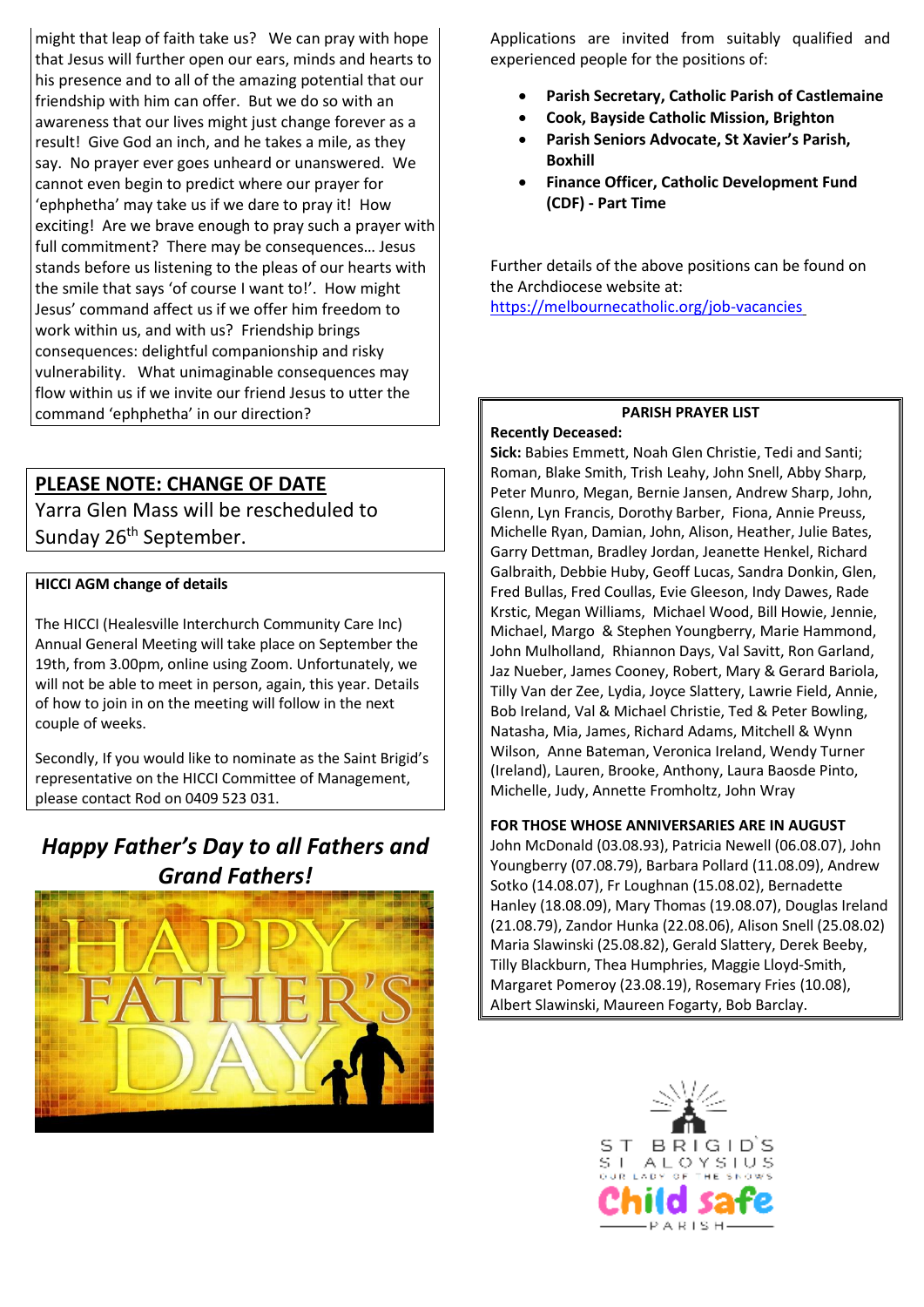might that leap of faith take us? We can pray with hope that Jesus will further open our ears, minds and hearts to his presence and to all of the amazing potential that our friendship with him can offer. But we do so with an awareness that our lives might just change forever as a result! Give God an inch, and he takes a mile, as they say. No prayer ever goes unheard or unanswered. We cannot even begin to predict where our prayer for 'ephphetha' may take us if we dare to pray it! How exciting! Are we brave enough to pray such a prayer with full commitment? There may be consequences… Jesus stands before us listening to the pleas of our hearts with the smile that says 'of course I want to!'. How might Jesus' command affect us if we offer him freedom to work within us, and with us? Friendship brings consequences: delightful companionship and risky vulnerability. What unimaginable consequences may flow within us if we invite our friend Jesus to utter the command 'ephphetha' in our direction?

## PLEASE NOTE: CHANGE OF DATE

Yarra Glen Mass will be rescheduled to Sunday 26th September.

**HICCI AGM change of details**

The HICCI (Healesville Interchurch Community Care Inc) Annual General Meeting will take place on September the 19th, from 3.00pm, online using Zoom. Unfortunately, we will not be able to meet in person, again, this year. Details of how to join in on the meeting will follow in the next couple of weeks.

Secondly, If you would like to nominate as the Saint Brigid's representative on the HICCI Committee of Management, please contact Rod on 0409 523 031.

## *Happy Father's Day to all Fathers and Grand Fathers!*

HAPPY FATHER'S DAY

Applications are invited from suitably qualified and experienced people for the positions of:

- **Parish Secretary, Catholic Parish of Castlemaine**
- **Cook, Bayside Catholic Mission, Brighton**
- **Parish Seniors Advocate, St Xavier's Parish, Boxhill**
- **Finance Officer, Catholic Development Fund (CDF) - Part Time**

Further details of the above positions can be found on the Archdiocese website at:
https://melbournecatholic.org/job-vacancies

**PARISH PRAYER LIST**

**Recently Deceased:**

**Sick:** Babies Emmett, Noah Glen Christie, Tedi and Santi; Roman, Blake Smith, Trish Leahy, John Snell, Abby Sharp, Peter Munro, Megan, Bernie Jansen, Andrew Sharp, John, Glenn, Lyn Francis, Dorothy Barber, Fiona, Annie Preuss, Michelle Ryan, Damian, John, Alison, Heather, Julie Bates, Garry Dettman, Bradley Jordan, Jeanette Henkel, Richard Galbraith, Debbie Huby, Geoff Lucas, Sandra Donkin, Glen, Fred Bullas, Fred Coullas, Evie Gleeson, Indy Dawes, Rade Krstic, Megan Williams, Michael Wood, Bill Howie, Jennie, Michael, Margo & Stephen Youngberry, Marie Hammond, John Mulholland, Rhiannon Days, Val Savitt, Ron Garland, Jaz Nueber, James Cooney, Robert, Mary & Gerard Bariola, Tilly Van der Zee, Lydia, Joyce Slattery, Lawrie Field, Annie, Bob Ireland, Val & Michael Christie, Ted & Peter Bowling, Natasha, Mia, James, Richard Adams, Mitchell & Wynn Wilson, Anne Bateman, Veronica Ireland, Wendy Turner (Ireland), Lauren, Brooke, Anthony, Laura Baosde Pinto, Michelle, Judy, Annette Fromholtz, John Wray

**FOR THOSE WHOSE ANNIVERSARIES ARE IN AUGUST**

John McDonald (03.08.93), Patricia Newell (06.08.07), John Youngberry (07.08.79), Barbara Pollard (11.08.09), Andrew Sotko (14.08.07), Fr Loughnan (15.08.02), Bernadette Hanley (18.08.09), Mary Thomas (19.08.07), Douglas Ireland (21.08.79), Zandor Hunka (22.08.06), Alison Snell (25.08.02) Maria Slawinski (25.08.82), Gerald Slattery, Derek Beeby, Tilly Blackburn, Thea Humphries, Maggie Lloyd-Smith, Margaret Pomeroy (23.08.19), Rosemary Fries (10.08), Albert Slawinski, Maureen Fogarty, Bob Barclay.

ST BRIGID'S
ST ALOYSIUS
OUR LADY OF THE SNOWS
Child safe
PARISH